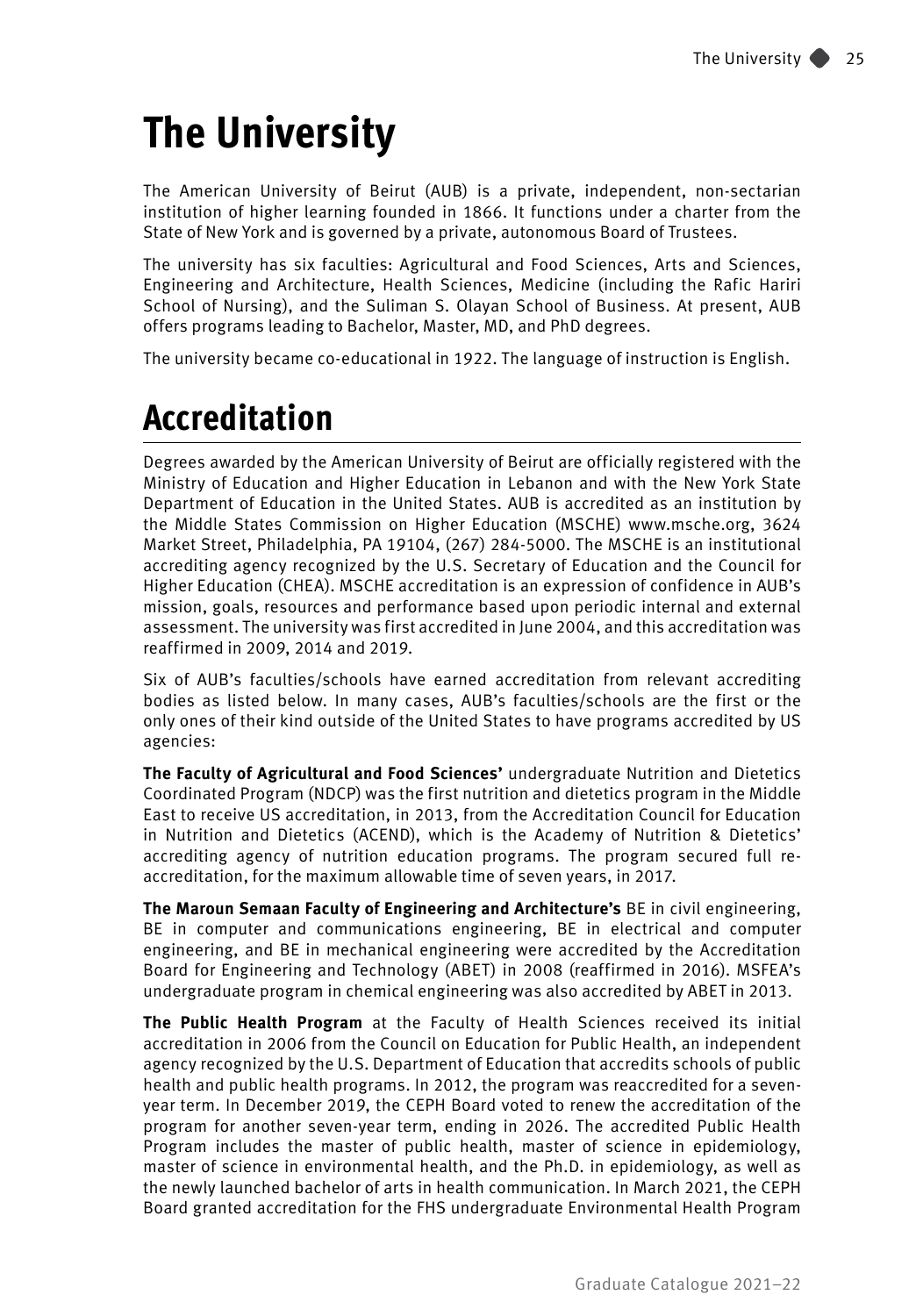# The University

The American University of Beirut (AUB) is a private, independent, non-sectarian institution of higher learning founded in 1866. It functions under a charter from the State of New York and is governed by a private, autonomous Board of Trustees.

The university has six faculties: Agricultural and Food Sciences, Arts and Sciences, Engineering and Architecture, Health Sciences, Medicine (including the Rafic Hariri School of Nursing), and the Suliman S. Olayan School of Business. At present, AUB offers programs leading to Bachelor, Master, MD, and PhD degrees.

The university became co-educational in 1922. The language of instruction is English.

# Accreditation

Degrees awarded by the American University of Beirut are officially registered with the Ministry of Education and Higher Education in Lebanon and with the New York State Department of Education in the United States. AUB is accredited as an institution by the Middle States Commission on Higher Education (MSCHE) www.msche.org, 3624 Market Street, Philadelphia, PA 19104, (267) 284-5000. The MSCHE is an institutional accrediting agency recognized by the U.S. Secretary of Education and the Council for Higher Education (CHEA). MSCHE accreditation is an expression of confidence in AUB's mission, goals, resources and performance based upon periodic internal and external assessment. The university was first accredited in June 2004, and this accreditation was reaffirmed in 2009, 2014 and 2019.

Six of AUB's faculties/schools have earned accreditation from relevant accrediting bodies as listed below. In many cases, AUB's faculties/schools are the first or the only ones of their kind outside of the United States to have programs accredited by US agencies:

**The Faculty of Agricultural and Food Sciences'** undergraduate Nutrition and Dietetics Coordinated Program (NDCP) was the first nutrition and dietetics program in the Middle East to receive US accreditation, in 2013, from the Accreditation Council for Education in Nutrition and Dietetics (ACEND), which is the Academy of Nutrition & Dietetics' accrediting agency of nutrition education programs. The program secured full re-accreditation, for the maximum allowable time of seven years, in 2017.

**The Maroun Semaan Faculty of Engineering and Architecture's** BE in civil engineering, BE in computer and communications engineering, BE in electrical and computer engineering, and BE in mechanical engineering were accredited by the Accreditation Board for Engineering and Technology (ABET) in 2008 (reaffirmed in 2016). MSFEA's undergraduate program in chemical engineering was also accredited by ABET in 2013.

**The Public Health Program** at the Faculty of Health Sciences received its initial accreditation in 2006 from the Council on Education for Public Health, an independent agency recognized by the U.S. Department of Education that accredits schools of public health and public health programs. In 2012, the program was reaccredited for a seven-year term. In December 2019, the CEPH Board voted to renew the accreditation of the program for another seven-year term, ending in 2026. The accredited Public Health Program includes the master of public health, master of science in epidemiology, master of science in environmental health, and the Ph.D. in epidemiology, as well as the newly launched bachelor of arts in health communication. In March 2021, the CEPH Board granted accreditation for the FHS undergraduate Environmental Health Program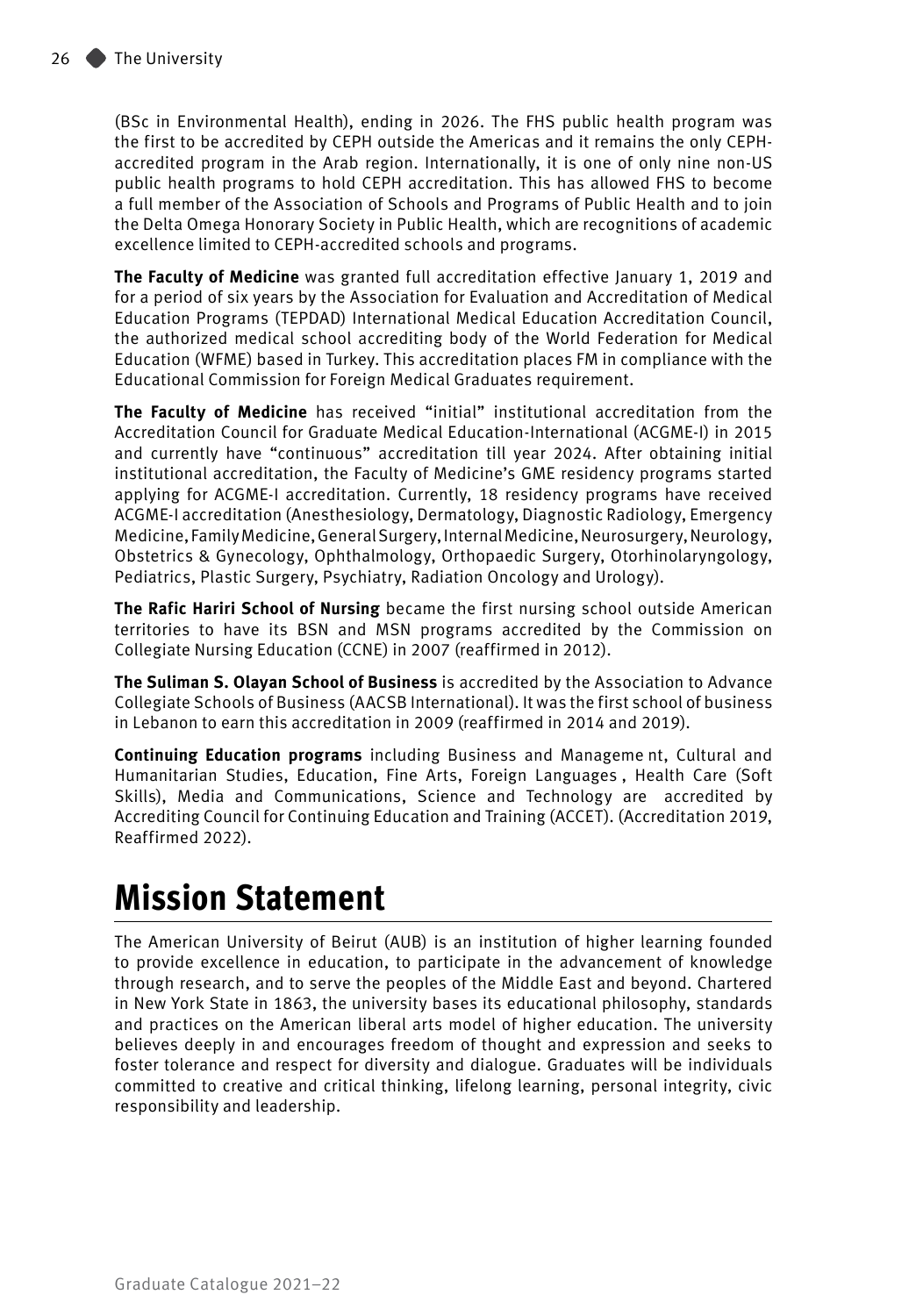(BSc in Environmental Health), ending in 2026. The FHS public health program was the first to be accredited by CEPH outside the Americas and it remains the only CEPH-accredited program in the Arab region. Internationally, it is one of only nine non-US public health programs to hold CEPH accreditation. This has allowed FHS to become a full member of the Association of Schools and Programs of Public Health and to join the Delta Omega Honorary Society in Public Health, which are recognitions of academic excellence limited to CEPH-accredited schools and programs.

**The Faculty of Medicine** was granted full accreditation effective January 1, 2019 and for a period of six years by the Association for Evaluation and Accreditation of Medical Education Programs (TEPDAD) International Medical Education Accreditation Council, the authorized medical school accrediting body of the World Federation for Medical Education (WFME) based in Turkey. This accreditation places FM in compliance with the Educational Commission for Foreign Medical Graduates requirement.

**The Faculty of Medicine** has received "initial" institutional accreditation from the Accreditation Council for Graduate Medical Education-International (ACGME-I) in 2015 and currently have "continuous" accreditation till year 2024. After obtaining initial institutional accreditation, the Faculty of Medicine's GME residency programs started applying for ACGME-I accreditation. Currently, 18 residency programs have received ACGME-I accreditation (Anesthesiology, Dermatology, Diagnostic Radiology, Emergency Medicine, Family Medicine, General Surgery, Internal Medicine, Neurosurgery, Neurology, Obstetrics & Gynecology, Ophthalmology, Orthopaedic Surgery, Otorhinolaryngology, Pediatrics, Plastic Surgery, Psychiatry, Radiation Oncology and Urology).

**The Rafic Hariri School of Nursing** became the first nursing school outside American territories to have its BSN and MSN programs accredited by the Commission on Collegiate Nursing Education (CCNE) in 2007 (reaffirmed in 2012).

**The Suliman S. Olayan School of Business** is accredited by the Association to Advance Collegiate Schools of Business (AACSB International). It was the first school of business in Lebanon to earn this accreditation in 2009 (reaffirmed in 2014 and 2019).

**Continuing Education programs** including Business and Manageme nt, Cultural and Humanitarian Studies, Education, Fine Arts, Foreign Languages , Health Care (Soft Skills), Media and Communications, Science and Technology are accredited by Accrediting Council for Continuing Education and Training (ACCET). (Accreditation 2019, Reaffirmed 2022).

# Mission Statement

The American University of Beirut (AUB) is an institution of higher learning founded to provide excellence in education, to participate in the advancement of knowledge through research, and to serve the peoples of the Middle East and beyond. Chartered in New York State in 1863, the university bases its educational philosophy, standards and practices on the American liberal arts model of higher education. The university believes deeply in and encourages freedom of thought and expression and seeks to foster tolerance and respect for diversity and dialogue. Graduates will be individuals committed to creative and critical thinking, lifelong learning, personal integrity, civic responsibility and leadership.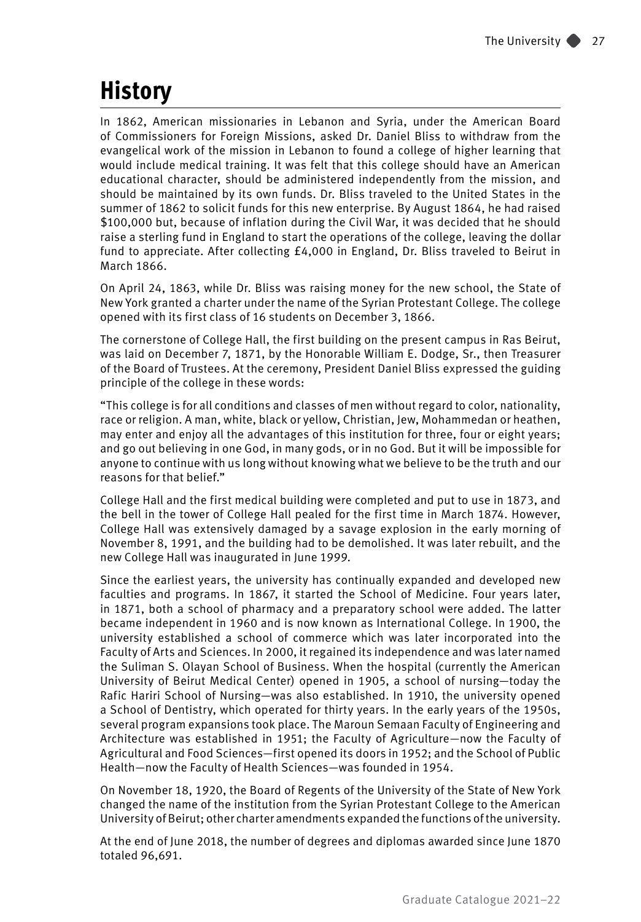# History

In 1862, American missionaries in Lebanon and Syria, under the American Board of Commissioners for Foreign Missions, asked Dr. Daniel Bliss to withdraw from the evangelical work of the mission in Lebanon to found a college of higher learning that would include medical training. It was felt that this college should have an American educational character, should be administered independently from the mission, and should be maintained by its own funds. Dr. Bliss traveled to the United States in the summer of 1862 to solicit funds for this new enterprise. By August 1864, he had raised $100,000 but, because of inflation during the Civil War, it was decided that he should raise a sterling fund in England to start the operations of the college, leaving the dollar fund to appreciate. After collecting £4,000 in England, Dr. Bliss traveled to Beirut in March 1866.

On April 24, 1863, while Dr. Bliss was raising money for the new school, the State of New York granted a charter under the name of the Syrian Protestant College. The college opened with its first class of 16 students on December 3, 1866.

The cornerstone of College Hall, the first building on the present campus in Ras Beirut, was laid on December 7, 1871, by the Honorable William E. Dodge, Sr., then Treasurer of the Board of Trustees. At the ceremony, President Daniel Bliss expressed the guiding principle of the college in these words:

"This college is for all conditions and classes of men without regard to color, nationality, race or religion. A man, white, black or yellow, Christian, Jew, Mohammedan or heathen, may enter and enjoy all the advantages of this institution for three, four or eight years; and go out believing in one God, in many gods, or in no God. But it will be impossible for anyone to continue with us long without knowing what we believe to be the truth and our reasons for that belief."

College Hall and the first medical building were completed and put to use in 1873, and the bell in the tower of College Hall pealed for the first time in March 1874. However, College Hall was extensively damaged by a savage explosion in the early morning of November 8, 1991, and the building had to be demolished. It was later rebuilt, and the new College Hall was inaugurated in June 1999.

Since the earliest years, the university has continually expanded and developed new faculties and programs. In 1867, it started the School of Medicine. Four years later, in 1871, both a school of pharmacy and a preparatory school were added. The latter became independent in 1960 and is now known as International College. In 1900, the university established a school of commerce which was later incorporated into the Faculty of Arts and Sciences. In 2000, it regained its independence and was later named the Suliman S. Olayan School of Business. When the hospital (currently the American University of Beirut Medical Center) opened in 1905, a school of nursing—today the Rafic Hariri School of Nursing—was also established. In 1910, the university opened a School of Dentistry, which operated for thirty years. In the early years of the 1950s, several program expansions took place. The Maroun Semaan Faculty of Engineering and Architecture was established in 1951; the Faculty of Agriculture—now the Faculty of Agricultural and Food Sciences—first opened its doors in 1952; and the School of Public Health—now the Faculty of Health Sciences—was founded in 1954.

On November 18, 1920, the Board of Regents of the University of the State of New York changed the name of the institution from the Syrian Protestant College to the American University of Beirut; other charter amendments expanded the functions of the university.

At the end of June 2018, the number of degrees and diplomas awarded since June 1870 totaled 96,691.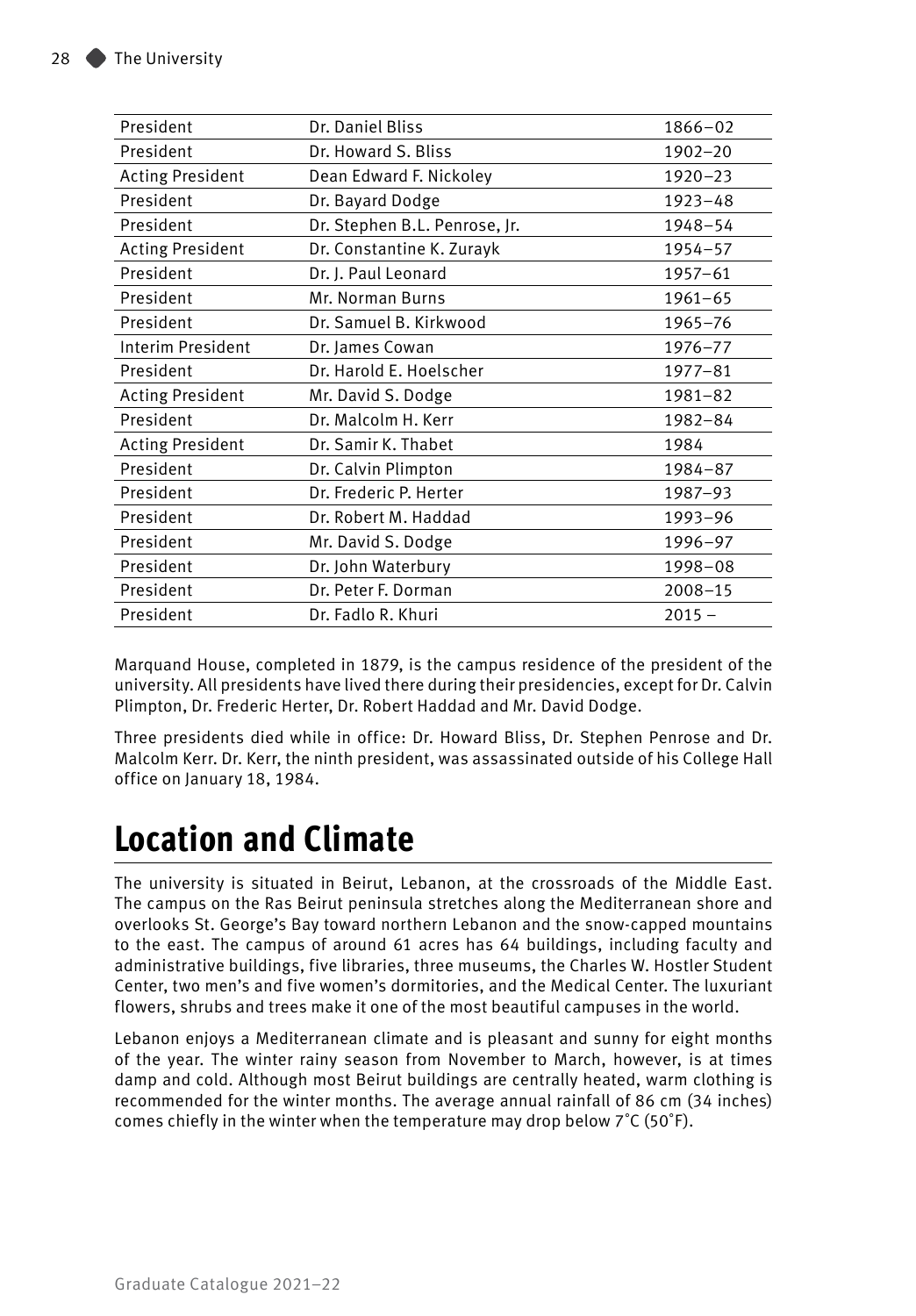| | | |
|---|---|---|
| President | Dr. Daniel Bliss | 1866–02 |
| President | Dr. Howard S. Bliss | 1902–20 |
| Acting President | Dean Edward F. Nickoley | 1920–23 |
| President | Dr. Bayard Dodge | 1923–48 |
| President | Dr. Stephen B.L. Penrose, Jr. | 1948–54 |
| Acting President | Dr. Constantine K. Zurayk | 1954–57 |
| President | Dr. J. Paul Leonard | 1957–61 |
| President | Mr. Norman Burns | 1961–65 |
| President | Dr. Samuel B. Kirkwood | 1965–76 |
| Interim President | Dr. James Cowan | 1976–77 |
| President | Dr. Harold E. Hoelscher | 1977–81 |
| Acting President | Mr. David S. Dodge | 1981–82 |
| President | Dr. Malcolm H. Kerr | 1982–84 |
| Acting President | Dr. Samir K. Thabet | 1984 |
| President | Dr. Calvin Plimpton | 1984–87 |
| President | Dr. Frederic P. Herter | 1987–93 |
| President | Dr. Robert M. Haddad | 1993–96 |
| President | Mr. David S. Dodge | 1996–97 |
| President | Dr. John Waterbury | 1998–08 |
| President | Dr. Peter F. Dorman | 2008–15 |
| President | Dr. Fadlo R. Khuri | 2015 – |

Marquand House, completed in 1879, is the campus residence of the president of the university. All presidents have lived there during their presidencies, except for Dr. Calvin Plimpton, Dr. Frederic Herter, Dr. Robert Haddad and Mr. David Dodge.

Three presidents died while in office: Dr. Howard Bliss, Dr. Stephen Penrose and Dr. Malcolm Kerr. Dr. Kerr, the ninth president, was assassinated outside of his College Hall office on January 18, 1984.

# Location and Climate

The university is situated in Beirut, Lebanon, at the crossroads of the Middle East. The campus on the Ras Beirut peninsula stretches along the Mediterranean shore and overlooks St. George's Bay toward northern Lebanon and the snow-capped mountains to the east. The campus of around 61 acres has 64 buildings, including faculty and administrative buildings, five libraries, three museums, the Charles W. Hostler Student Center, two men's and five women's dormitories, and the Medical Center. The luxuriant flowers, shrubs and trees make it one of the most beautiful campuses in the world.

Lebanon enjoys a Mediterranean climate and is pleasant and sunny for eight months of the year. The winter rainy season from November to March, however, is at times damp and cold. Although most Beirut buildings are centrally heated, warm clothing is recommended for the winter months. The average annual rainfall of 86 cm (34 inches) comes chiefly in the winter when the temperature may drop below 7˚C (50˚F).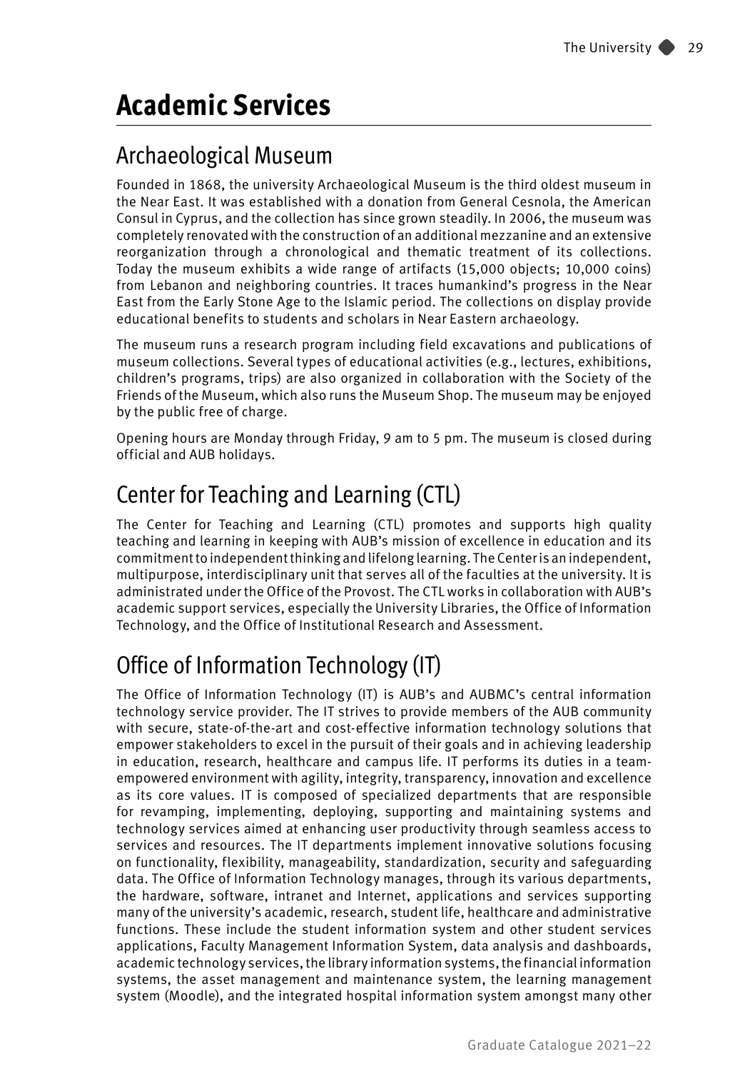# Academic Services

## Archaeological Museum

Founded in 1868, the university Archaeological Museum is the third oldest museum in the Near East. It was established with a donation from General Cesnola, the American Consul in Cyprus, and the collection has since grown steadily. In 2006, the museum was completely renovated with the construction of an additional mezzanine and an extensive reorganization through a chronological and thematic treatment of its collections. Today the museum exhibits a wide range of artifacts (15,000 objects; 10,000 coins) from Lebanon and neighboring countries. It traces humankind's progress in the Near East from the Early Stone Age to the Islamic period. The collections on display provide educational benefits to students and scholars in Near Eastern archaeology.

The museum runs a research program including field excavations and publications of museum collections. Several types of educational activities (e.g., lectures, exhibitions, children's programs, trips) are also organized in collaboration with the Society of the Friends of the Museum, which also runs the Museum Shop. The museum may be enjoyed by the public free of charge.

Opening hours are Monday through Friday, 9 am to 5 pm. The museum is closed during official and AUB holidays.

## Center for Teaching and Learning (CTL)

The Center for Teaching and Learning (CTL) promotes and supports high quality teaching and learning in keeping with AUB's mission of excellence in education and its commitment to independent thinking and lifelong learning. The Center is an independent, multipurpose, interdisciplinary unit that serves all of the faculties at the university. It is administrated under the Office of the Provost. The CTL works in collaboration with AUB's academic support services, especially the University Libraries, the Office of Information Technology, and the Office of Institutional Research and Assessment.

## Office of Information Technology (IT)

The Office of Information Technology (IT) is AUB's and AUBMC's central information technology service provider. The IT strives to provide members of the AUB community with secure, state-of-the-art and cost-effective information technology solutions that empower stakeholders to excel in the pursuit of their goals and in achieving leadership in education, research, healthcare and campus life. IT performs its duties in a team-empowered environment with agility, integrity, transparency, innovation and excellence as its core values. IT is composed of specialized departments that are responsible for revamping, implementing, deploying, supporting and maintaining systems and technology services aimed at enhancing user productivity through seamless access to services and resources. The IT departments implement innovative solutions focusing on functionality, flexibility, manageability, standardization, security and safeguarding data. The Office of Information Technology manages, through its various departments, the hardware, software, intranet and Internet, applications and services supporting many of the university's academic, research, student life, healthcare and administrative functions. These include the student information system and other student services applications, Faculty Management Information System, data analysis and dashboards, academic technology services, the library information systems, the financial information systems, the asset management and maintenance system, the learning management system (Moodle), and the integrated hospital information system amongst many other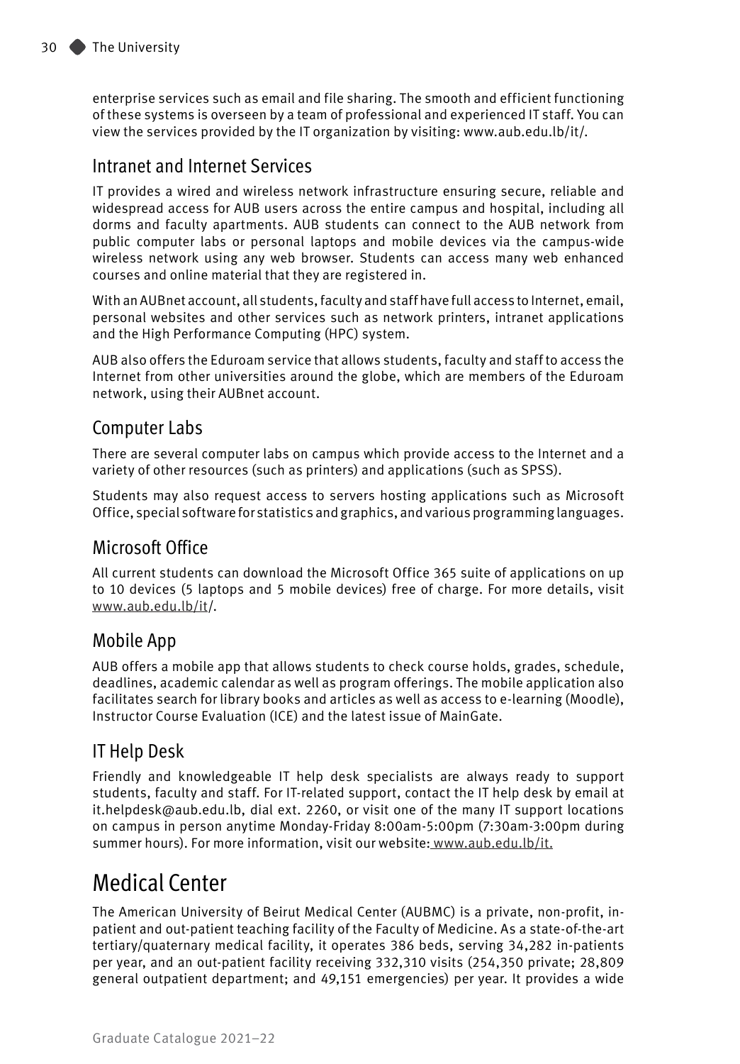enterprise services such as email and file sharing. The smooth and efficient functioning of these systems is overseen by a team of professional and experienced IT staff. You can view the services provided by the IT organization by visiting: www.aub.edu.lb/it/.

## Intranet and Internet Services

IT provides a wired and wireless network infrastructure ensuring secure, reliable and widespread access for AUB users across the entire campus and hospital, including all dorms and faculty apartments. AUB students can connect to the AUB network from public computer labs or personal laptops and mobile devices via the campus-wide wireless network using any web browser. Students can access many web enhanced courses and online material that they are registered in.

With an AUBnet account, all students, faculty and staff have full access to Internet, email, personal websites and other services such as network printers, intranet applications and the High Performance Computing (HPC) system.

AUB also offers the Eduroam service that allows students, faculty and staff to access the Internet from other universities around the globe, which are members of the Eduroam network, using their AUBnet account.

## Computer Labs

There are several computer labs on campus which provide access to the Internet and a variety of other resources (such as printers) and applications (such as SPSS).

Students may also request access to servers hosting applications such as Microsoft Office, special software for statistics and graphics, and various programming languages.

## Microsoft Office

All current students can download the Microsoft Office 365 suite of applications on up to 10 devices (5 laptops and 5 mobile devices) free of charge. For more details, visit www.aub.edu.lb/it/.

## Mobile App

AUB offers a mobile app that allows students to check course holds, grades, schedule, deadlines, academic calendar as well as program offerings. The mobile application also facilitates search for library books and articles as well as access to e-learning (Moodle), Instructor Course Evaluation (ICE) and the latest issue of MainGate.

## IT Help Desk

Friendly and knowledgeable IT help desk specialists are always ready to support students, faculty and staff. For IT-related support, contact the IT help desk by email at it.helpdesk@aub.edu.lb, dial ext. 2260, or visit one of the many IT support locations on campus in person anytime Monday-Friday 8:00am-5:00pm (7:30am-3:00pm during summer hours). For more information, visit our website: www.aub.edu.lb/it.

# Medical Center

The American University of Beirut Medical Center (AUBMC) is a private, non-profit, in-patient and out-patient teaching facility of the Faculty of Medicine. As a state-of-the-art tertiary/quaternary medical facility, it operates 386 beds, serving 34,282 in-patients per year, and an out-patient facility receiving 332,310 visits (254,350 private; 28,809 general outpatient department; and 49,151 emergencies) per year. It provides a wide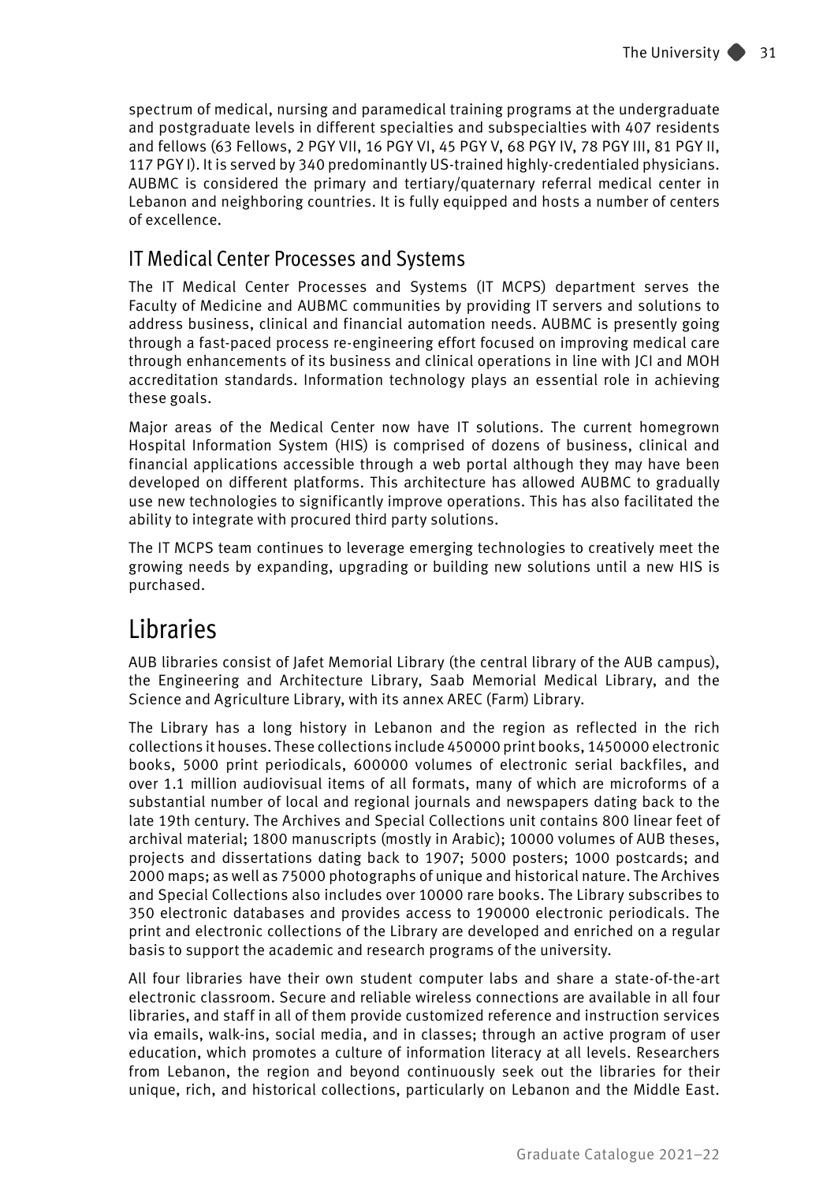spectrum of medical, nursing and paramedical training programs at the undergraduate and postgraduate levels in different specialties and subspecialties with 407 residents and fellows (63 Fellows, 2 PGY VII, 16 PGY VI, 45 PGY V, 68 PGY IV, 78 PGY III, 81 PGY II, 117 PGY I). It is served by 340 predominantly US-trained highly-credentialed physicians. AUBMC is considered the primary and tertiary/quaternary referral medical center in Lebanon and neighboring countries. It is fully equipped and hosts a number of centers of excellence.

### IT Medical Center Processes and Systems

The IT Medical Center Processes and Systems (IT MCPS) department serves the Faculty of Medicine and AUBMC communities by providing IT servers and solutions to address business, clinical and financial automation needs. AUBMC is presently going through a fast-paced process re-engineering effort focused on improving medical care through enhancements of its business and clinical operations in line with JCI and MOH accreditation standards. Information technology plays an essential role in achieving these goals.

Major areas of the Medical Center now have IT solutions. The current homegrown Hospital Information System (HIS) is comprised of dozens of business, clinical and financial applications accessible through a web portal although they may have been developed on different platforms. This architecture has allowed AUBMC to gradually use new technologies to significantly improve operations. This has also facilitated the ability to integrate with procured third party solutions.

The IT MCPS team continues to leverage emerging technologies to creatively meet the growing needs by expanding, upgrading or building new solutions until a new HIS is purchased.

## Libraries

AUB libraries consist of Jafet Memorial Library (the central library of the AUB campus), the Engineering and Architecture Library, Saab Memorial Medical Library, and the Science and Agriculture Library, with its annex AREC (Farm) Library.

The Library has a long history in Lebanon and the region as reflected in the rich collections it houses. These collections include 450000 print books, 1450000 electronic books, 5000 print periodicals, 600000 volumes of electronic serial backfiles, and over 1.1 million audiovisual items of all formats, many of which are microforms of a substantial number of local and regional journals and newspapers dating back to the late 19th century. The Archives and Special Collections unit contains 800 linear feet of archival material; 1800 manuscripts (mostly in Arabic); 10000 volumes of AUB theses, projects and dissertations dating back to 1907; 5000 posters; 1000 postcards; and 2000 maps; as well as 75000 photographs of unique and historical nature. The Archives and Special Collections also includes over 10000 rare books. The Library subscribes to 350 electronic databases and provides access to 190000 electronic periodicals. The print and electronic collections of the Library are developed and enriched on a regular basis to support the academic and research programs of the university.

All four libraries have their own student computer labs and share a state-of-the-art electronic classroom. Secure and reliable wireless connections are available in all four libraries, and staff in all of them provide customized reference and instruction services via emails, walk-ins, social media, and in classes; through an active program of user education, which promotes a culture of information literacy at all levels. Researchers from Lebanon, the region and beyond continuously seek out the libraries for their unique, rich, and historical collections, particularly on Lebanon and the Middle East.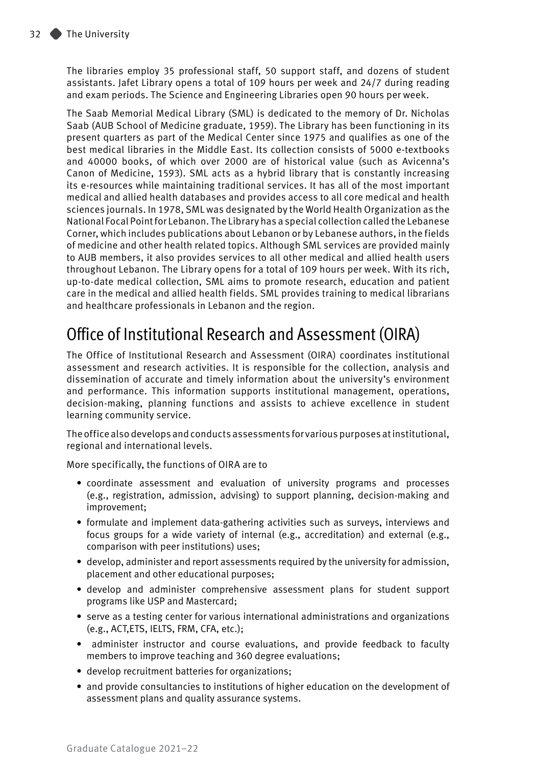The libraries employ 35 professional staff, 50 support staff, and dozens of student assistants. Jafet Library opens a total of 109 hours per week and 24/7 during reading and exam periods. The Science and Engineering Libraries open 90 hours per week.

The Saab Memorial Medical Library (SML) is dedicated to the memory of Dr. Nicholas Saab (AUB School of Medicine graduate, 1959). The Library has been functioning in its present quarters as part of the Medical Center since 1975 and qualifies as one of the best medical libraries in the Middle East. Its collection consists of 5000 e-textbooks and 40000 books, of which over 2000 are of historical value (such as Avicenna's Canon of Medicine, 1593). SML acts as a hybrid library that is constantly increasing its e-resources while maintaining traditional services. It has all of the most important medical and allied health databases and provides access to all core medical and health sciences journals. In 1978, SML was designated by the World Health Organization as the National Focal Point for Lebanon. The Library has a special collection called the Lebanese Corner, which includes publications about Lebanon or by Lebanese authors, in the fields of medicine and other health related topics. Although SML services are provided mainly to AUB members, it also provides services to all other medical and allied health users throughout Lebanon. The Library opens for a total of 109 hours per week. With its rich, up-to-date medical collection, SML aims to promote research, education and patient care in the medical and allied health fields. SML provides training to medical librarians and healthcare professionals in Lebanon and the region.

## Office of Institutional Research and Assessment (OIRA)

The Office of Institutional Research and Assessment (OIRA) coordinates institutional assessment and research activities. It is responsible for the collection, analysis and dissemination of accurate and timely information about the university's environment and performance. This information supports institutional management, operations, decision-making, planning functions and assists to achieve excellence in student learning community service.

The office also develops and conducts assessments for various purposes at institutional, regional and international levels.

More specifically, the functions of OIRA are to

- coordinate assessment and evaluation of university programs and processes (e.g., registration, admission, advising) to support planning, decision-making and improvement;
- formulate and implement data-gathering activities such as surveys, interviews and focus groups for a wide variety of internal (e.g., accreditation) and external (e.g., comparison with peer institutions) uses;
- develop, administer and report assessments required by the university for admission, placement and other educational purposes;
- develop and administer comprehensive assessment plans for student support programs like USP and Mastercard;
- serve as a testing center for various international administrations and organizations (e.g., ACT,ETS, IELTS, FRM, CFA, etc.);
- administer instructor and course evaluations, and provide feedback to faculty members to improve teaching and 360 degree evaluations;
- develop recruitment batteries for organizations;
- and provide consultancies to institutions of higher education on the development of assessment plans and quality assurance systems.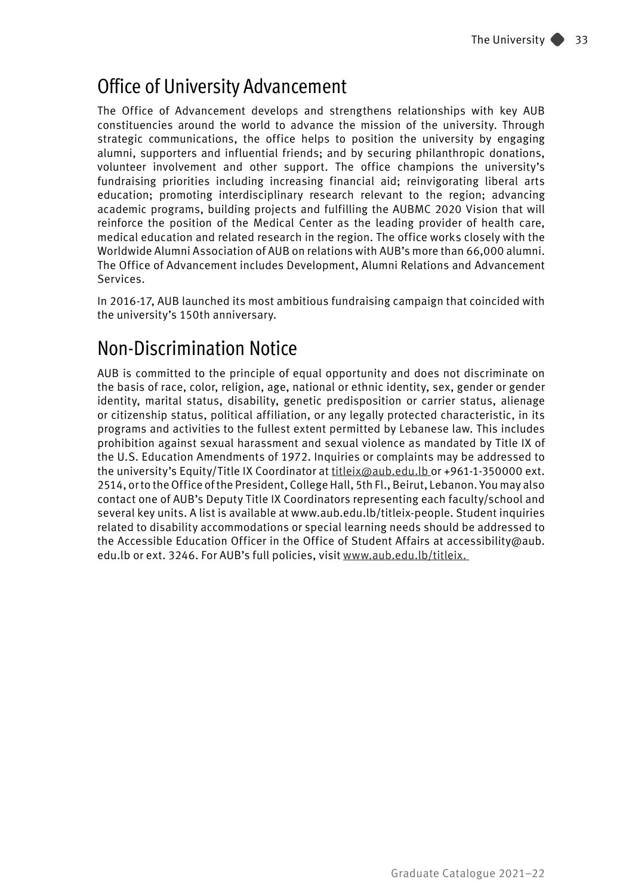## Office of University Advancement

The Office of Advancement develops and strengthens relationships with key AUB constituencies around the world to advance the mission of the university. Through strategic communications, the office helps to position the university by engaging alumni, supporters and influential friends; and by securing philanthropic donations, volunteer involvement and other support. The office champions the university's fundraising priorities including increasing financial aid; reinvigorating liberal arts education; promoting interdisciplinary research relevant to the region; advancing academic programs, building projects and fulfilling the AUBMC 2020 Vision that will reinforce the position of the Medical Center as the leading provider of health care, medical education and related research in the region. The office works closely with the Worldwide Alumni Association of AUB on relations with AUB's more than 66,000 alumni. The Office of Advancement includes Development, Alumni Relations and Advancement Services.

In 2016-17, AUB launched its most ambitious fundraising campaign that coincided with the university's 150th anniversary.

## Non-Discrimination Notice

AUB is committed to the principle of equal opportunity and does not discriminate on the basis of race, color, religion, age, national or ethnic identity, sex, gender or gender identity, marital status, disability, genetic predisposition or carrier status, alienage or citizenship status, political affiliation, or any legally protected characteristic, in its programs and activities to the fullest extent permitted by Lebanese law. This includes prohibition against sexual harassment and sexual violence as mandated by Title IX of the U.S. Education Amendments of 1972. Inquiries or complaints may be addressed to the university's Equity/Title IX Coordinator at titleix@aub.edu.lb or +961-1-350000 ext. 2514, or to the Office of the President, College Hall, 5th Fl., Beirut, Lebanon. You may also contact one of AUB's Deputy Title IX Coordinators representing each faculty/school and several key units. A list is available at www.aub.edu.lb/titleix-people. Student inquiries related to disability accommodations or special learning needs should be addressed to the Accessible Education Officer in the Office of Student Affairs at accessibility@aub.edu.lb or ext. 3246. For AUB's full policies, visit www.aub.edu.lb/titleix.